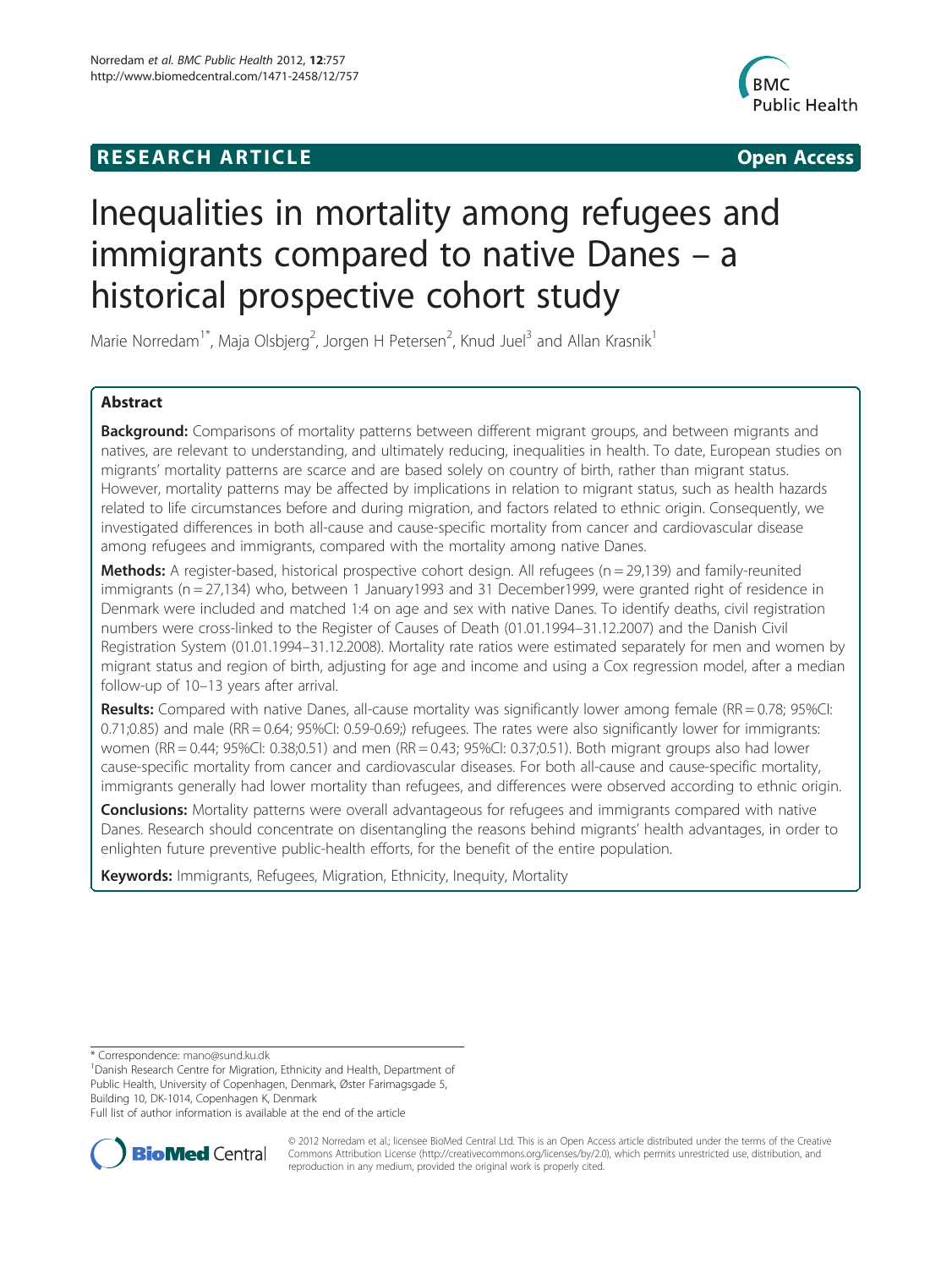**RESEARCH ARTICLE** **Open Access**

# Inequalities in mortality among refugees and immigrants compared to native Danes – a historical prospective cohort study

Marie Norredam[1*], Maja Olsbjerg[2], Jorgen H Petersen[2], Knud Juel[3] and Allan Krasnik[1]

## Abstract

**Background:** Comparisons of mortality patterns between different migrant groups, and between migrants and natives, are relevant to understanding, and ultimately reducing, inequalities in health. To date, European studies on migrants' mortality patterns are scarce and are based solely on country of birth, rather than migrant status. However, mortality patterns may be affected by implications in relation to migrant status, such as health hazards related to life circumstances before and during migration, and factors related to ethnic origin. Consequently, we investigated differences in both all-cause and cause-specific mortality from cancer and cardiovascular disease among refugees and immigrants, compared with the mortality among native Danes.

**Methods:** A register-based, historical prospective cohort design. All refugees (n = 29,139) and family-reunited immigrants (n = 27,134) who, between 1 January1993 and 31 December1999, were granted right of residence in Denmark were included and matched 1:4 on age and sex with native Danes. To identify deaths, civil registration numbers were cross-linked to the Register of Causes of Death (01.01.1994–31.12.2007) and the Danish Civil Registration System (01.01.1994–31.12.2008). Mortality rate ratios were estimated separately for men and women by migrant status and region of birth, adjusting for age and income and using a Cox regression model, after a median follow-up of 10–13 years after arrival.

**Results:** Compared with native Danes, all-cause mortality was significantly lower among female (RR = 0.78; 95%CI: 0.71;0.85) and male (RR = 0.64; 95%CI: 0.59-0.69;) refugees. The rates were also significantly lower for immigrants: women (RR = 0.44; 95%CI: 0.38;0.51) and men (RR = 0.43; 95%CI: 0.37;0.51). Both migrant groups also had lower cause-specific mortality from cancer and cardiovascular diseases. For both all-cause and cause-specific mortality, immigrants generally had lower mortality than refugees, and differences were observed according to ethnic origin.

**Conclusions:** Mortality patterns were overall advantageous for refugees and immigrants compared with native Danes. Research should concentrate on disentangling the reasons behind migrants' health advantages, in order to enlighten future preventive public-health efforts, for the benefit of the entire population.

**Keywords:** Immigrants, Refugees, Migration, Ethnicity, Inequity, Mortality

---

* Correspondence: mano@sund.ku.dk
[1]Danish Research Centre for Migration, Ethnicity and Health, Department of Public Health, University of Copenhagen, Denmark, Øster Farimagsgade 5, Building 10, DK-1014, Copenhagen K, Denmark
Full list of author information is available at the end of the article

© 2012 Norredam et al.; licensee BioMed Central Ltd. This is an Open Access article distributed under the terms of the Creative Commons Attribution License (http://creativecommons.org/licenses/by/2.0), which permits unrestricted use, distribution, and reproduction in any medium, provided the original work is properly cited.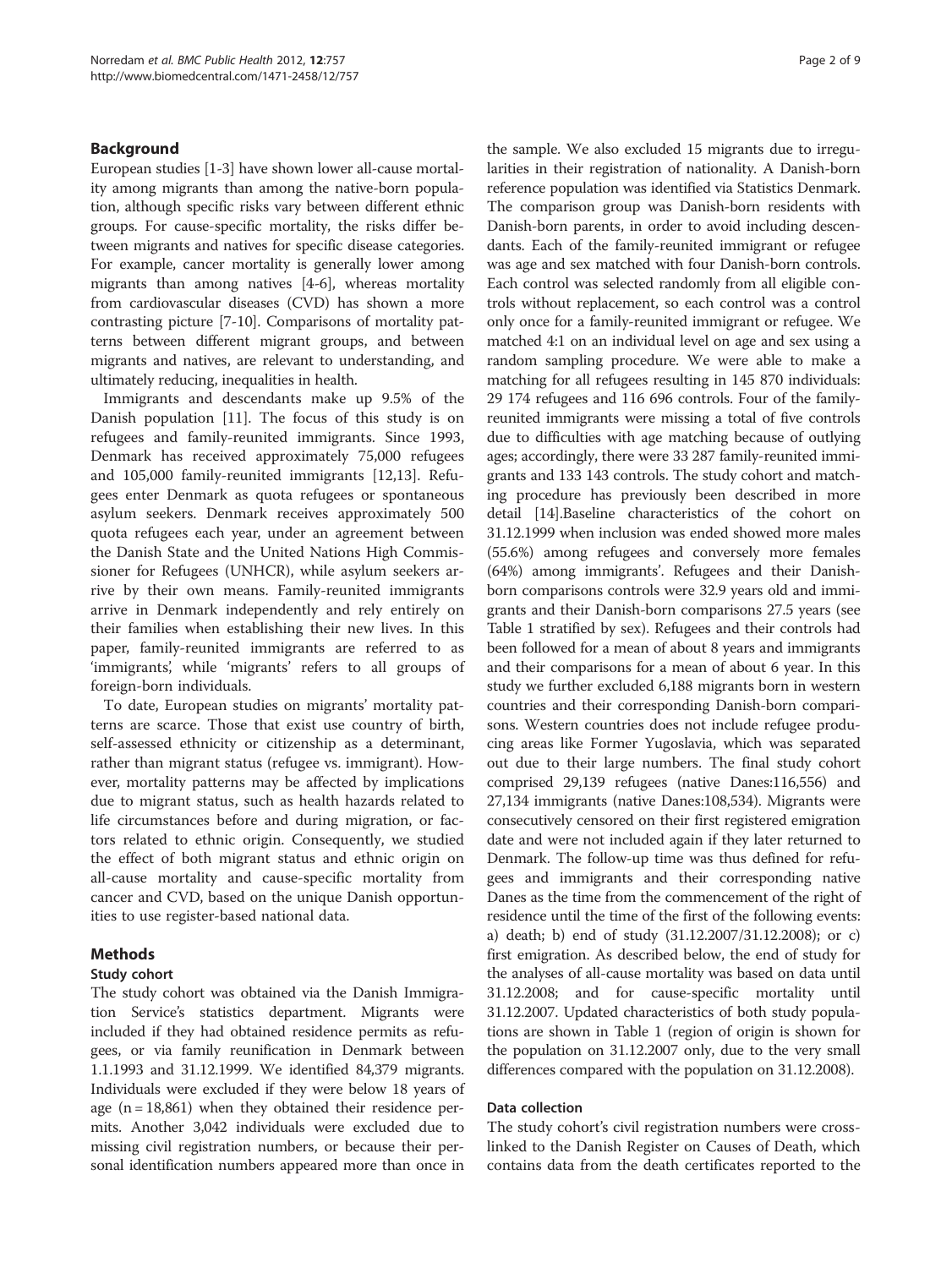## Background

European studies [1-3] have shown lower all-cause mortality among migrants than among the native-born population, although specific risks vary between different ethnic groups. For cause-specific mortality, the risks differ between migrants and natives for specific disease categories. For example, cancer mortality is generally lower among migrants than among natives [4-6], whereas mortality from cardiovascular diseases (CVD) has shown a more contrasting picture [7-10]. Comparisons of mortality patterns between different migrant groups, and between migrants and natives, are relevant to understanding, and ultimately reducing, inequalities in health.

Immigrants and descendants make up 9.5% of the Danish population [11]. The focus of this study is on refugees and family-reunited immigrants. Since 1993, Denmark has received approximately 75,000 refugees and 105,000 family-reunited immigrants [12,13]. Refugees enter Denmark as quota refugees or spontaneous asylum seekers. Denmark receives approximately 500 quota refugees each year, under an agreement between the Danish State and the United Nations High Commissioner for Refugees (UNHCR), while asylum seekers arrive by their own means. Family-reunited immigrants arrive in Denmark independently and rely entirely on their families when establishing their new lives. In this paper, family-reunited immigrants are referred to as 'immigrants', while 'migrants' refers to all groups of foreign-born individuals.

To date, European studies on migrants' mortality patterns are scarce. Those that exist use country of birth, self-assessed ethnicity or citizenship as a determinant, rather than migrant status (refugee vs. immigrant). However, mortality patterns may be affected by implications due to migrant status, such as health hazards related to life circumstances before and during migration, or factors related to ethnic origin. Consequently, we studied the effect of both migrant status and ethnic origin on all-cause mortality and cause-specific mortality from cancer and CVD, based on the unique Danish opportunities to use register-based national data.

## Methods

### Study cohort

The study cohort was obtained via the Danish Immigration Service's statistics department. Migrants were included if they had obtained residence permits as refugees, or via family reunification in Denmark between 1.1.1993 and 31.12.1999. We identified 84,379 migrants. Individuals were excluded if they were below 18 years of age (n = 18,861) when they obtained their residence permits. Another 3,042 individuals were excluded due to missing civil registration numbers, or because their personal identification numbers appeared more than once in the sample. We also excluded 15 migrants due to irregularities in their registration of nationality. A Danish-born reference population was identified via Statistics Denmark. The comparison group was Danish-born residents with Danish-born parents, in order to avoid including descendants. Each of the family-reunited immigrant or refugee was age and sex matched with four Danish-born controls. Each control was selected randomly from all eligible controls without replacement, so each control was a control only once for a family-reunited immigrant or refugee. We matched 4:1 on an individual level on age and sex using a random sampling procedure. We were able to make a matching for all refugees resulting in 145 870 individuals: 29 174 refugees and 116 696 controls. Four of the family-reunited immigrants were missing a total of five controls due to difficulties with age matching because of outlying ages; accordingly, there were 33 287 family-reunited immigrants and 133 143 controls. The study cohort and matching procedure has previously been described in more detail [14].Baseline characteristics of the cohort on 31.12.1999 when inclusion was ended showed more males (55.6%) among refugees and conversely more females (64%) among immigrants'. Refugees and their Danish-born comparisons controls were 32.9 years old and immigrants and their Danish-born comparisons 27.5 years (see Table 1 stratified by sex). Refugees and their controls had been followed for a mean of about 8 years and immigrants and their comparisons for a mean of about 6 year. In this study we further excluded 6,188 migrants born in western countries and their corresponding Danish-born comparisons. Western countries does not include refugee producing areas like Former Yugoslavia, which was separated out due to their large numbers. The final study cohort comprised 29,139 refugees (native Danes:116,556) and 27,134 immigrants (native Danes:108,534). Migrants were consecutively censored on their first registered emigration date and were not included again if they later returned to Denmark. The follow-up time was thus defined for refugees and immigrants and their corresponding native Danes as the time from the commencement of the right of residence until the time of the first of the following events: a) death; b) end of study (31.12.2007/31.12.2008); or c) first emigration. As described below, the end of study for the analyses of all-cause mortality was based on data until 31.12.2008; and for cause-specific mortality until 31.12.2007. Updated characteristics of both study populations are shown in Table 1 (region of origin is shown for the population on 31.12.2007 only, due to the very small differences compared with the population on 31.12.2008).

### Data collection

The study cohort's civil registration numbers were cross-linked to the Danish Register on Causes of Death, which contains data from the death certificates reported to the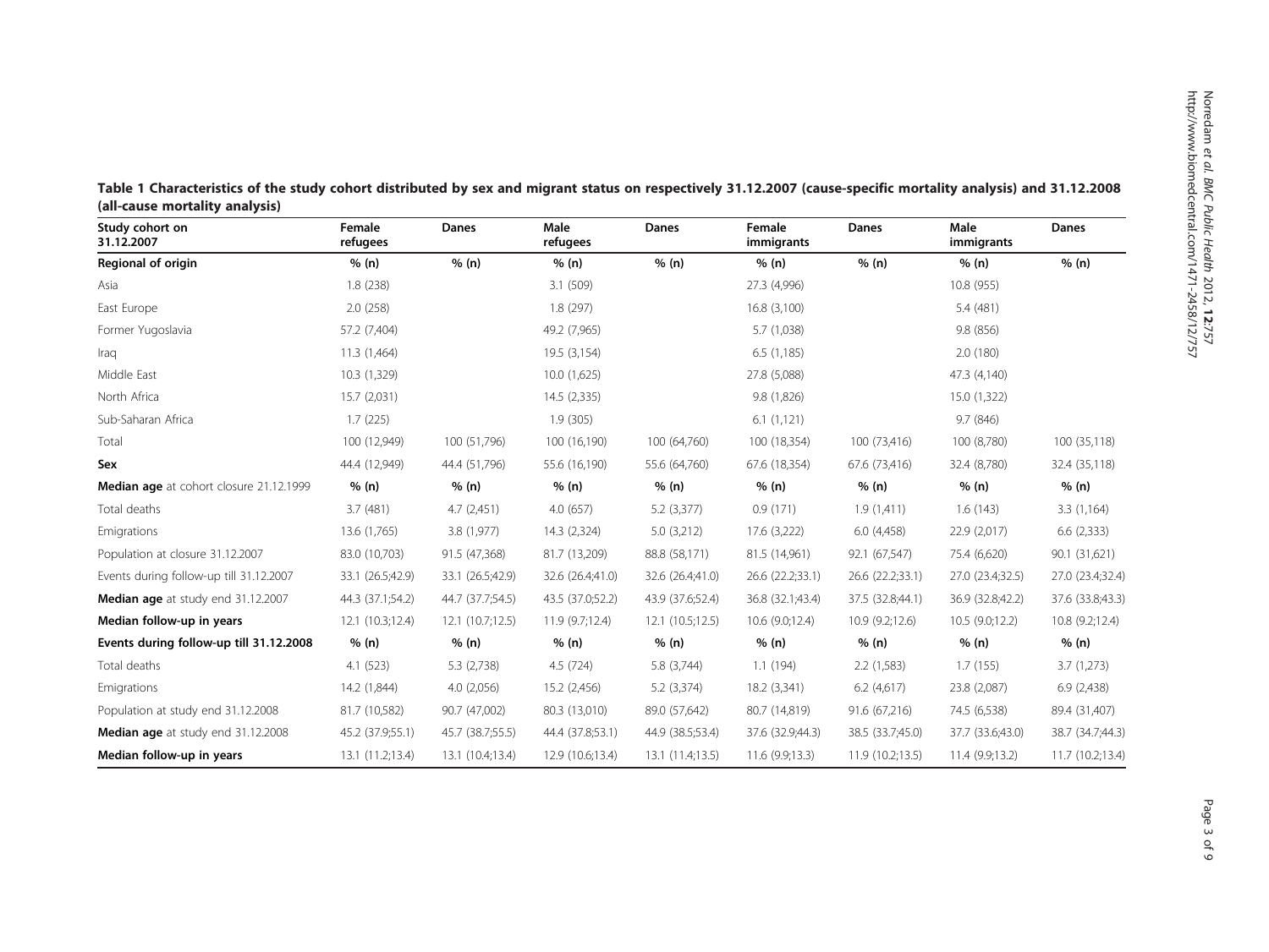**Table 1 Characteristics of the study cohort distributed by sex and migrant status on respectively 31.12.2007 (cause-specific mortality analysis) and 31.12.2008 (all-cause mortality analysis)**

| Study cohort on 31.12.2007 | Female refugees | Danes | Male refugees | Danes | Female immigrants | Danes | Male immigrants | Danes |
|---|---|---|---|---|---|---|---|---|
| **Regional of origin** | % (n) | % (n) | % (n) | % (n) | % (n) | % (n) | % (n) | % (n) |
| Asia | 1.8 (238) | | 3.1 (509) | | 27.3 (4,996) | | 10.8 (955) | |
| East Europe | 2.0 (258) | | 1.8 (297) | | 16.8 (3,100) | | 5.4 (481) | |
| Former Yugoslavia | 57.2 (7,404) | | 49.2 (7,965) | | 5.7 (1,038) | | 9.8 (856) | |
| Iraq | 11.3 (1,464) | | 19.5 (3,154) | | 6.5 (1,185) | | 2.0 (180) | |
| Middle East | 10.3 (1,329) | | 10.0 (1,625) | | 27.8 (5,088) | | 47.3 (4,140) | |
| North Africa | 15.7 (2,031) | | 14.5 (2,335) | | 9.8 (1,826) | | 15.0 (1,322) | |
| Sub-Saharan Africa | 1.7 (225) | | 1.9 (305) | | 6.1 (1,121) | | 9.7 (846) | |
| Total | 100 (12,949) | 100 (51,796) | 100 (16,190) | 100 (64,760) | 100 (18,354) | 100 (73,416) | 100 (8,780) | 100 (35,118) |
| **Sex** | 44.4 (12,949) | 44.4 (51,796) | 55.6 (16,190) | 55.6 (64,760) | 67.6 (18,354) | 67.6 (73,416) | 32.4 (8,780) | 32.4 (35,118) |
| **Median age** at cohort closure 21.12.1999 | % (n) | % (n) | % (n) | % (n) | % (n) | % (n) | % (n) | % (n) |
| Total deaths | 3.7 (481) | 4.7 (2,451) | 4.0 (657) | 5.2 (3,377) | 0.9 (171) | 1.9 (1,411) | 1.6 (143) | 3.3 (1,164) |
| Emigrations | 13.6 (1,765) | 3.8 (1,977) | 14.3 (2,324) | 5.0 (3,212) | 17.6 (3,222) | 6.0 (4,458) | 22.9 (2,017) | 6.6 (2,333) |
| Population at closure 31.12.2007 | 83.0 (10,703) | 91.5 (47,368) | 81.7 (13,209) | 88.8 (58,171) | 81.5 (14,961) | 92.1 (67,547) | 75.4 (6,620) | 90.1 (31,621) |
| Events during follow-up till 31.12.2007 | 33.1 (26.5;42.9) | 33.1 (26.5;42.9) | 32.6 (26.4;41.0) | 32.6 (26.4;41.0) | 26.6 (22.2;33.1) | 26.6 (22.2;33.1) | 27.0 (23.4;32.5) | 27.0 (23.4;32.4) |
| **Median age** at study end 31.12.2007 | 44.3 (37.1;54.2) | 44.7 (37.7;54.5) | 43.5 (37.0;52.2) | 43.9 (37.6;52.4) | 36.8 (32.1;43.4) | 37.5 (32.8;44.1) | 36.9 (32.8;42.2) | 37.6 (33.8;43.3) |
| **Median follow-up in years** | 12.1 (10.3;12.4) | 12.1 (10.7;12.5) | 11.9 (9.7;12.4) | 12.1 (10.5;12.5) | 10.6 (9.0;12.4) | 10.9 (9.2;12.6) | 10.5 (9.0;12.2) | 10.8 (9.2;12.4) |
| **Events during follow-up till 31.12.2008** | % (n) | % (n) | % (n) | % (n) | % (n) | % (n) | % (n) | % (n) |
| Total deaths | 4.1 (523) | 5.3 (2,738) | 4.5 (724) | 5.8 (3,744) | 1.1 (194) | 2.2 (1,583) | 1.7 (155) | 3.7 (1,273) |
| Emigrations | 14.2 (1,844) | 4.0 (2,056) | 15.2 (2,456) | 5.2 (3,374) | 18.2 (3,341) | 6.2 (4,617) | 23.8 (2,087) | 6.9 (2,438) |
| Population at study end 31.12.2008 | 81.7 (10,582) | 90.7 (47,002) | 80.3 (13,010) | 89.0 (57,642) | 80.7 (14,819) | 91.6 (67,216) | 74.5 (6,538) | 89.4 (31,407) |
| **Median age** at study end 31.12.2008 | 45.2 (37.9;55.1) | 45.7 (38.7;55.5) | 44.4 (37.8;53.1) | 44.9 (38.5;53.4) | 37.6 (32.9;44.3) | 38.5 (33.7;45.0) | 37.7 (33.6;43.0) | 38.7 (34.7;44.3) |
| **Median follow-up in years** | 13.1 (11.2;13.4) | 13.1 (10.4;13.4) | 12.9 (10.6;13.4) | 13.1 (11.4;13.5) | 11.6 (9.9;13.3) | 11.9 (10.2;13.5) | 11.4 (9.9;13.2) | 11.7 (10.2;13.4) |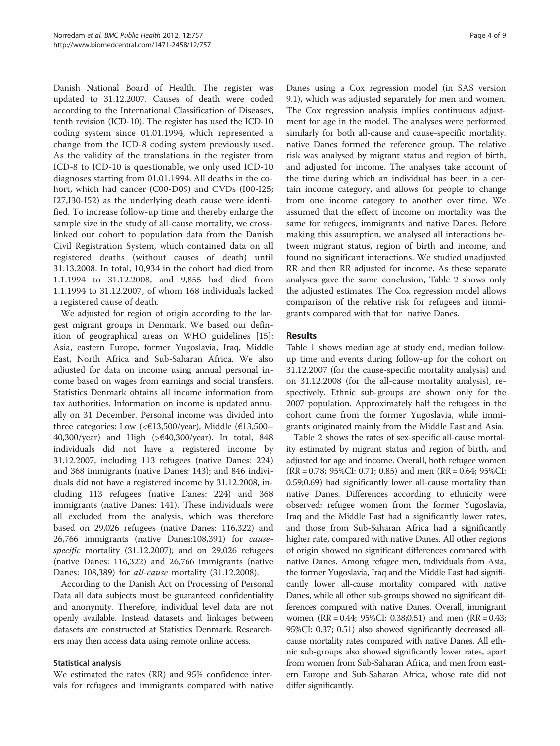Danish National Board of Health. The register was updated to 31.12.2007. Causes of death were coded according to the International Classification of Diseases, tenth revision (ICD-10). The register has used the ICD-10 coding system since 01.01.1994, which represented a change from the ICD-8 coding system previously used. As the validity of the translations in the register from ICD-8 to ICD-10 is questionable, we only used ICD-10 diagnoses starting from 01.01.1994. All deaths in the cohort, which had cancer (C00-D09) and CVDs (I00-I25; I27,I30-I52) as the underlying death cause were identified. To increase follow-up time and thereby enlarge the sample size in the study of all-cause mortality, we cross-linked our cohort to population data from the Danish Civil Registration System, which contained data on all registered deaths (without causes of death) until 31.13.2008. In total, 10,934 in the cohort had died from 1.1.1994 to 31.12.2008, and 9,855 had died from 1.1.1994 to 31.12.2007, of whom 168 individuals lacked a registered cause of death.

We adjusted for region of origin according to the largest migrant groups in Denmark. We based our definition of geographical areas on WHO guidelines [15]: Asia, eastern Europe, former Yugoslavia, Iraq, Middle East, North Africa and Sub-Saharan Africa. We also adjusted for data on income using annual personal income based on wages from earnings and social transfers. Statistics Denmark obtains all income information from tax authorities. Information on income is updated annually on 31 December. Personal income was divided into three categories: Low (<€13,500/year), Middle (€13,500–40,300/year) and High (>€40,300/year). In total, 848 individuals did not have a registered income by 31.12.2007, including 113 refugees (native Danes: 224) and 368 immigrants (native Danes: 143); and 846 individuals did not have a registered income by 31.12.2008, including 113 refugees (native Danes: 224) and 368 immigrants (native Danes: 141). These individuals were all excluded from the analysis, which was therefore based on 29,026 refugees (native Danes: 116,322) and 26,766 immigrants (native Danes:108,391) for *cause-specific* mortality (31.12.2007); and on 29,026 refugees (native Danes: 116,322) and 26,766 immigrants (native Danes: 108,389) for *all-cause* mortality (31.12.2008).

According to the Danish Act on Processing of Personal Data all data subjects must be guaranteed confidentiality and anonymity. Therefore, individual level data are not openly available. Instead datasets and linkages between datasets are constructed at Statistics Denmark. Researchers may then access data using remote online access.

### Statistical analysis

We estimated the rates (RR) and 95% confidence intervals for refugees and immigrants compared with native Danes using a Cox regression model (in SAS version 9.1), which was adjusted separately for men and women. The Cox regression analysis implies continuous adjustment for age in the model. The analyses were performed similarly for both all-cause and cause-specific mortality. native Danes formed the reference group. The relative risk was analysed by migrant status and region of birth, and adjusted for income. The analyses take account of the time during which an individual has been in a certain income category, and allows for people to change from one income category to another over time. We assumed that the effect of income on mortality was the same for refugees, immigrants and native Danes. Before making this assumption, we analysed all interactions between migrant status, region of birth and income, and found no significant interactions. We studied unadjusted RR and then RR adjusted for income. As these separate analyses gave the same conclusion, Table 2 shows only the adjusted estimates. The Cox regression model allows comparison of the relative risk for refugees and immigrants compared with that for native Danes.

## Results

Table 1 shows median age at study end, median follow-up time and events during follow-up for the cohort on 31.12.2007 (for the cause-specific mortality analysis) and on 31.12.2008 (for the all-cause mortality analysis), respectively. Ethnic sub-groups are shown only for the 2007 population. Approximately half the refugees in the cohort came from the former Yugoslavia, while immigrants originated mainly from the Middle East and Asia.

Table 2 shows the rates of sex-specific all-cause mortality estimated by migrant status and region of birth, and adjusted for age and income. Overall, both refugee women (RR = 0.78; 95%CI: 0.71; 0.85) and men (RR = 0.64; 95%CI: 0.59;0.69) had significantly lower all-cause mortality than native Danes. Differences according to ethnicity were observed: refugee women from the former Yugoslavia, Iraq and the Middle East had a significantly lower rates, and those from Sub-Saharan Africa had a significantly higher rate, compared with native Danes. All other regions of origin showed no significant differences compared with native Danes. Among refugee men, individuals from Asia, the former Yugoslavia, Iraq and the Middle East had significantly lower all-cause mortality compared with native Danes, while all other sub-groups showed no significant differences compared with native Danes. Overall, immigrant women (RR = 0.44; 95%CI: 0.38;0.51) and men (RR = 0.43; 95%CI: 0.37; 0.51) also showed significantly decreased all-cause mortality rates compared with native Danes. All ethnic sub-groups also showed significantly lower rates, apart from women from Sub-Saharan Africa, and men from eastern Europe and Sub-Saharan Africa, whose rate did not differ significantly.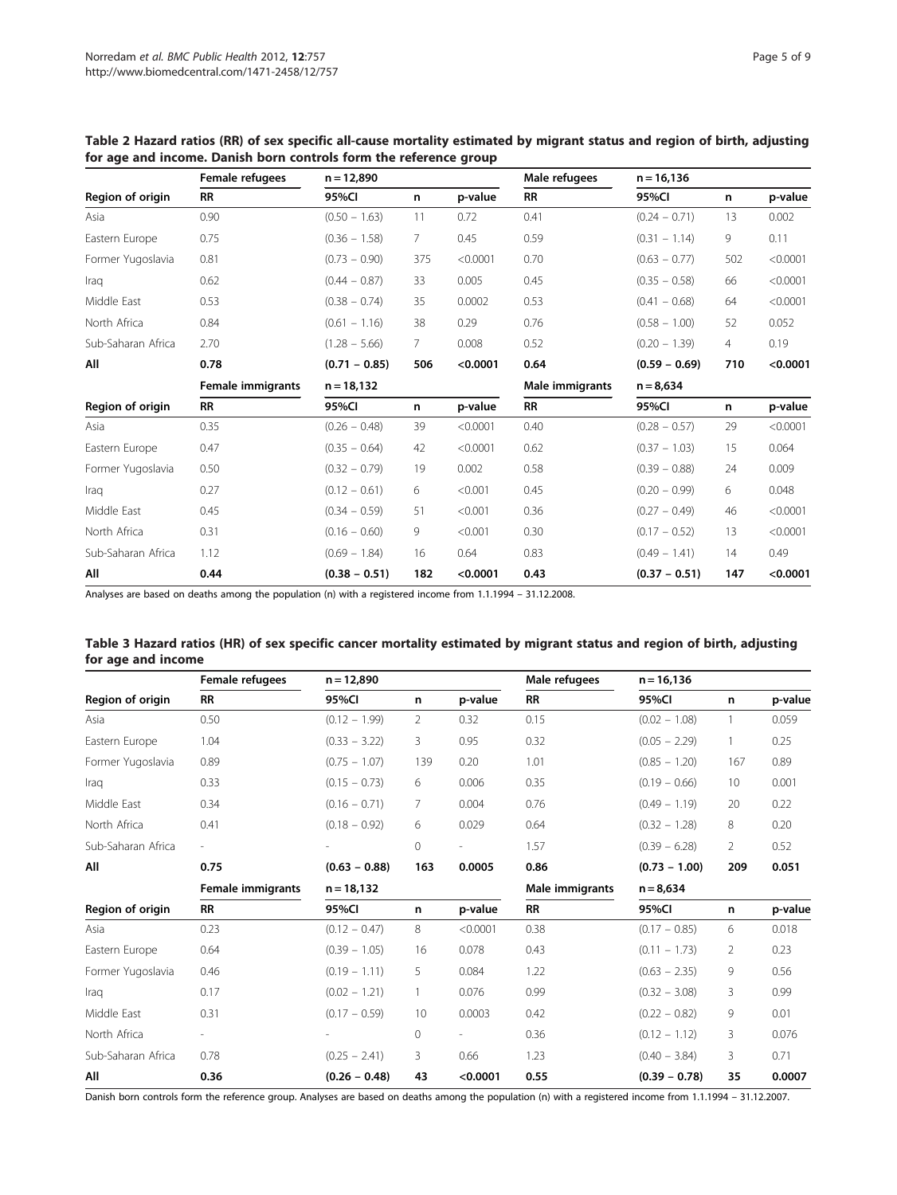**Table 2 Hazard ratios (RR) of sex specific all-cause mortality estimated by migrant status and region of birth, adjusting for age and income. Danish born controls form the reference group**

| | Female refugees | n = 12,890 | | | Male refugees | n = 16,136 | | |
|---|---|---|---|---|---|---|---|---|
| **Region of origin** | **RR** | **95%CI** | **n** | **p-value** | **RR** | **95%CI** | **n** | **p-value** |
| Asia | 0.90 | (0.50 – 1.63) | 11 | 0.72 | 0.41 | (0.24 – 0.71) | 13 | 0.002 |
| Eastern Europe | 0.75 | (0.36 – 1.58) | 7 | 0.45 | 0.59 | (0.31 – 1.14) | 9 | 0.11 |
| Former Yugoslavia | 0.81 | (0.73 – 0.90) | 375 | <0.0001 | 0.70 | (0.63 – 0.77) | 502 | <0.0001 |
| Iraq | 0.62 | (0.44 – 0.87) | 33 | 0.005 | 0.45 | (0.35 – 0.58) | 66 | <0.0001 |
| Middle East | 0.53 | (0.38 – 0.74) | 35 | 0.0002 | 0.53 | (0.41 – 0.68) | 64 | <0.0001 |
| North Africa | 0.84 | (0.61 – 1.16) | 38 | 0.29 | 0.76 | (0.58 – 1.00) | 52 | 0.052 |
| Sub-Saharan Africa | 2.70 | (1.28 – 5.66) | 7 | 0.008 | 0.52 | (0.20 – 1.39) | 4 | 0.19 |
| **All** | **0.78** | **(0.71 – 0.85)** | **506** | **<0.0001** | **0.64** | **(0.59 – 0.69)** | **710** | **<0.0001** |
| | **Female immigrants** | **n = 18,132** | | | **Male immigrants** | **n = 8,634** | | |
| **Region of origin** | **RR** | **95%CI** | **n** | **p-value** | **RR** | **95%CI** | **n** | **p-value** |
| Asia | 0.35 | (0.26 – 0.48) | 39 | <0.0001 | 0.40 | (0.28 – 0.57) | 29 | <0.0001 |
| Eastern Europe | 0.47 | (0.35 – 0.64) | 42 | <0.0001 | 0.62 | (0.37 – 1.03) | 15 | 0.064 |
| Former Yugoslavia | 0.50 | (0.32 – 0.79) | 19 | 0.002 | 0.58 | (0.39 – 0.88) | 24 | 0.009 |
| Iraq | 0.27 | (0.12 – 0.61) | 6 | <0.001 | 0.45 | (0.20 – 0.99) | 6 | 0.048 |
| Middle East | 0.45 | (0.34 – 0.59) | 51 | <0.001 | 0.36 | (0.27 – 0.49) | 46 | <0.0001 |
| North Africa | 0.31 | (0.16 – 0.60) | 9 | <0.001 | 0.30 | (0.17 – 0.52) | 13 | <0.0001 |
| Sub-Saharan Africa | 1.12 | (0.69 – 1.84) | 16 | 0.64 | 0.83 | (0.49 – 1.41) | 14 | 0.49 |
| **All** | **0.44** | **(0.38 – 0.51)** | **182** | **<0.0001** | **0.43** | **(0.37 – 0.51)** | **147** | **<0.0001** |

Analyses are based on deaths among the population (n) with a registered income from 1.1.1994 – 31.12.2008.

**Table 3 Hazard ratios (HR) of sex specific cancer mortality estimated by migrant status and region of birth, adjusting for age and income**

| | Female refugees | n = 12,890 | | | Male refugees | n = 16,136 | | |
|---|---|---|---|---|---|---|---|---|
| **Region of origin** | **RR** | **95%CI** | **n** | **p-value** | **RR** | **95%CI** | **n** | **p-value** |
| Asia | 0.50 | (0.12 – 1.99) | 2 | 0.32 | 0.15 | (0.02 – 1.08) | 1 | 0.059 |
| Eastern Europe | 1.04 | (0.33 – 3.22) | 3 | 0.95 | 0.32 | (0.05 – 2.29) | 1 | 0.25 |
| Former Yugoslavia | 0.89 | (0.75 – 1.07) | 139 | 0.20 | 1.01 | (0.85 – 1.20) | 167 | 0.89 |
| Iraq | 0.33 | (0.15 – 0.73) | 6 | 0.006 | 0.35 | (0.19 – 0.66) | 10 | 0.001 |
| Middle East | 0.34 | (0.16 – 0.71) | 7 | 0.004 | 0.76 | (0.49 – 1.19) | 20 | 0.22 |
| North Africa | 0.41 | (0.18 – 0.92) | 6 | 0.029 | 0.64 | (0.32 – 1.28) | 8 | 0.20 |
| Sub-Saharan Africa | - | - | 0 | - | 1.57 | (0.39 – 6.28) | 2 | 0.52 |
| **All** | **0.75** | **(0.63 – 0.88)** | **163** | **0.0005** | **0.86** | **(0.73 – 1.00)** | **209** | **0.051** |
| | **Female immigrants** | **n = 18,132** | | | **Male immigrants** | **n = 8,634** | | |
| **Region of origin** | **RR** | **95%CI** | **n** | **p-value** | **RR** | **95%CI** | **n** | **p-value** |
| Asia | 0.23 | (0.12 – 0.47) | 8 | <0.0001 | 0.38 | (0.17 – 0.85) | 6 | 0.018 |
| Eastern Europe | 0.64 | (0.39 – 1.05) | 16 | 0.078 | 0.43 | (0.11 – 1.73) | 2 | 0.23 |
| Former Yugoslavia | 0.46 | (0.19 – 1.11) | 5 | 0.084 | 1.22 | (0.63 – 2.35) | 9 | 0.56 |
| Iraq | 0.17 | (0.02 – 1.21) | 1 | 0.076 | 0.99 | (0.32 – 3.08) | 3 | 0.99 |
| Middle East | 0.31 | (0.17 – 0.59) | 10 | 0.0003 | 0.42 | (0.22 – 0.82) | 9 | 0.01 |
| North Africa | - | - | 0 | - | 0.36 | (0.12 – 1.12) | 3 | 0.076 |
| Sub-Saharan Africa | 0.78 | (0.25 – 2.41) | 3 | 0.66 | 1.23 | (0.40 – 3.84) | 3 | 0.71 |
| **All** | **0.36** | **(0.26 – 0.48)** | **43** | **<0.0001** | **0.55** | **(0.39 – 0.78)** | **35** | **0.0007** |

Danish born controls form the reference group. Analyses are based on deaths among the population (n) with a registered income from 1.1.1994 – 31.12.2007.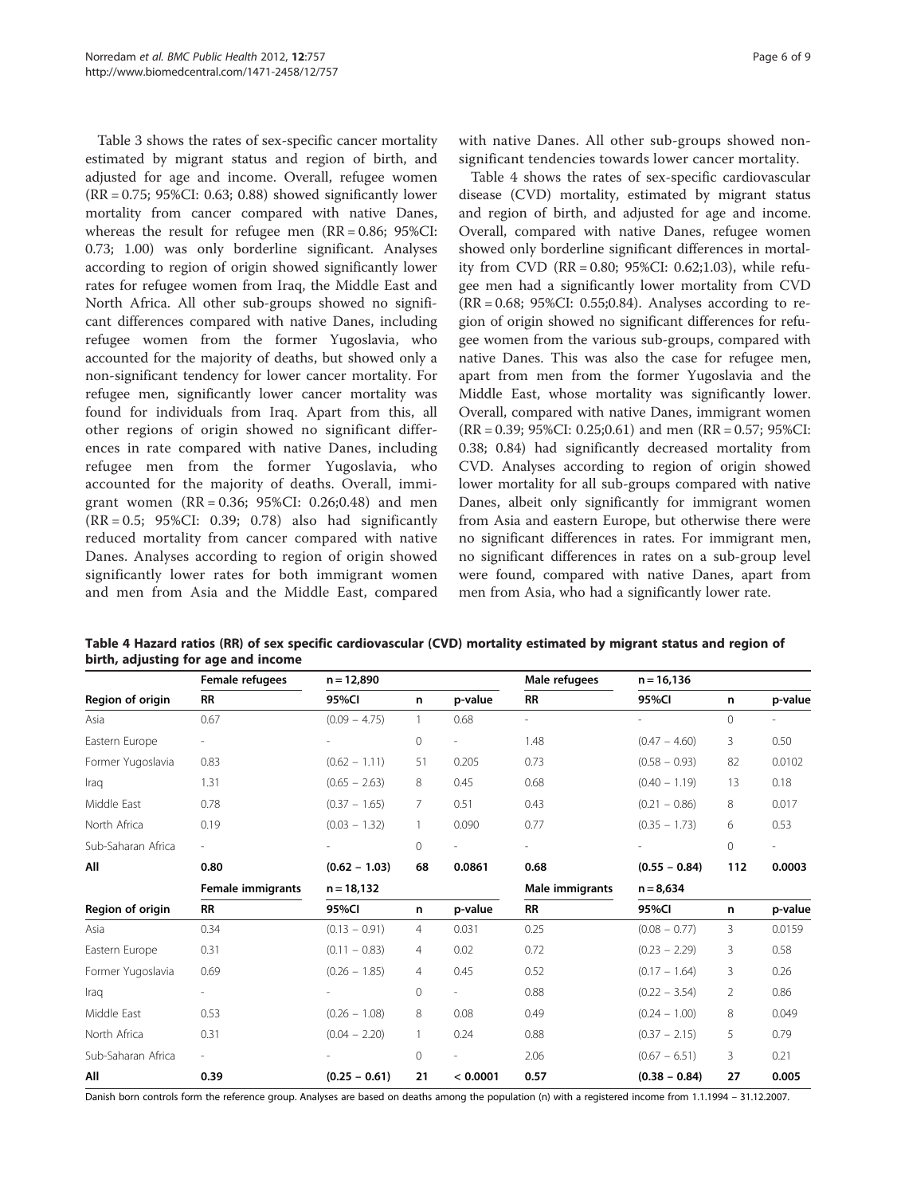Table 3 shows the rates of sex-specific cancer mortality estimated by migrant status and region of birth, and adjusted for age and income. Overall, refugee women (RR = 0.75; 95%CI: 0.63; 0.88) showed significantly lower mortality from cancer compared with native Danes, whereas the result for refugee men (RR = 0.86; 95%CI: 0.73; 1.00) was only borderline significant. Analyses according to region of origin showed significantly lower rates for refugee women from Iraq, the Middle East and North Africa. All other sub-groups showed no significant differences compared with native Danes, including refugee women from the former Yugoslavia, who accounted for the majority of deaths, but showed only a non-significant tendency for lower cancer mortality. For refugee men, significantly lower cancer mortality was found for individuals from Iraq. Apart from this, all other regions of origin showed no significant differences in rate compared with native Danes, including refugee men from the former Yugoslavia, who accounted for the majority of deaths. Overall, immigrant women (RR = 0.36; 95%CI: 0.26;0.48) and men (RR = 0.5; 95%CI: 0.39; 0.78) also had significantly reduced mortality from cancer compared with native Danes. Analyses according to region of origin showed significantly lower rates for both immigrant women and men from Asia and the Middle East, compared with native Danes. All other sub-groups showed non-significant tendencies towards lower cancer mortality.

Table 4 shows the rates of sex-specific cardiovascular disease (CVD) mortality, estimated by migrant status and region of birth, and adjusted for age and income. Overall, compared with native Danes, refugee women showed only borderline significant differences in mortality from CVD (RR = 0.80; 95%CI: 0.62;1.03), while refugee men had a significantly lower mortality from CVD (RR = 0.68; 95%CI: 0.55;0.84). Analyses according to region of origin showed no significant differences for refugee women from the various sub-groups, compared with native Danes. This was also the case for refugee men, apart from men from the former Yugoslavia and the Middle East, whose mortality was significantly lower. Overall, compared with native Danes, immigrant women (RR = 0.39; 95%CI: 0.25;0.61) and men (RR = 0.57; 95%CI: 0.38; 0.84) had significantly decreased mortality from CVD. Analyses according to region of origin showed lower mortality for all sub-groups compared with native Danes, albeit only significantly for immigrant women from Asia and eastern Europe, but otherwise there were no significant differences in rates. For immigrant men, no significant differences in rates on a sub-group level were found, compared with native Danes, apart from men from Asia, who had a significantly lower rate.

**Table 4 Hazard ratios (RR) of sex specific cardiovascular (CVD) mortality estimated by migrant status and region of birth, adjusting for age and income**

| | Female refugees | n = 12,890 | | | Male refugees | n = 16,136 | | |
|---|---|---|---|---|---|---|---|---|
| **Region of origin** | **RR** | **95%CI** | **n** | **p-value** | **RR** | **95%CI** | **n** | **p-value** |
| Asia | 0.67 | (0.09 – 4.75) | 1 | 0.68 | - | - | 0 | - |
| Eastern Europe | - | - | 0 | - | 1.48 | (0.47 – 4.60) | 3 | 0.50 |
| Former Yugoslavia | 0.83 | (0.62 – 1.11) | 51 | 0.205 | 0.73 | (0.58 – 0.93) | 82 | 0.0102 |
| Iraq | 1.31 | (0.65 – 2.63) | 8 | 0.45 | 0.68 | (0.40 – 1.19) | 13 | 0.18 |
| Middle East | 0.78 | (0.37 – 1.65) | 7 | 0.51 | 0.43 | (0.21 – 0.86) | 8 | 0.017 |
| North Africa | 0.19 | (0.03 – 1.32) | 1 | 0.090 | 0.77 | (0.35 – 1.73) | 6 | 0.53 |
| Sub-Saharan Africa | - | - | 0 | - | - | - | 0 | - |
| **All** | **0.80** | **(0.62 – 1.03)** | **68** | **0.0861** | **0.68** | **(0.55 – 0.84)** | **112** | **0.0003** |
| | **Female immigrants** | **n = 18,132** | | | **Male immigrants** | **n = 8,634** | | |
| **Region of origin** | **RR** | **95%CI** | **n** | **p-value** | **RR** | **95%CI** | **n** | **p-value** |
| Asia | 0.34 | (0.13 – 0.91) | 4 | 0.031 | 0.25 | (0.08 – 0.77) | 3 | 0.0159 |
| Eastern Europe | 0.31 | (0.11 – 0.83) | 4 | 0.02 | 0.72 | (0.23 – 2.29) | 3 | 0.58 |
| Former Yugoslavia | 0.69 | (0.26 – 1.85) | 4 | 0.45 | 0.52 | (0.17 – 1.64) | 3 | 0.26 |
| Iraq | - | - | 0 | - | 0.88 | (0.22 – 3.54) | 2 | 0.86 |
| Middle East | 0.53 | (0.26 – 1.08) | 8 | 0.08 | 0.49 | (0.24 – 1.00) | 8 | 0.049 |
| North Africa | 0.31 | (0.04 – 2.20) | 1 | 0.24 | 0.88 | (0.37 – 2.15) | 5 | 0.79 |
| Sub-Saharan Africa | - | - | 0 | - | 2.06 | (0.67 – 6.51) | 3 | 0.21 |
| **All** | **0.39** | **(0.25 – 0.61)** | **21** | **< 0.0001** | **0.57** | **(0.38 – 0.84)** | **27** | **0.005** |

Danish born controls form the reference group. Analyses are based on deaths among the population (n) with a registered income from 1.1.1994 – 31.12.2007.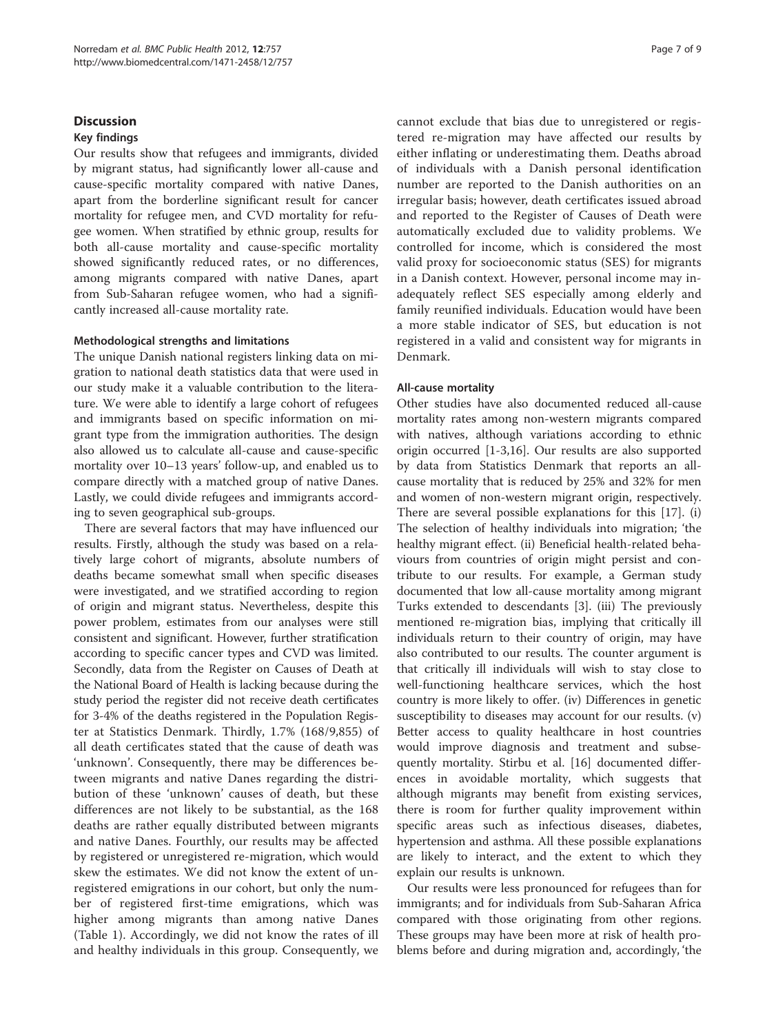## Discussion

### Key findings

Our results show that refugees and immigrants, divided by migrant status, had significantly lower all-cause and cause-specific mortality compared with native Danes, apart from the borderline significant result for cancer mortality for refugee men, and CVD mortality for refugee women. When stratified by ethnic group, results for both all-cause mortality and cause-specific mortality showed significantly reduced rates, or no differences, among migrants compared with native Danes, apart from Sub-Saharan refugee women, who had a significantly increased all-cause mortality rate.

### Methodological strengths and limitations

The unique Danish national registers linking data on migration to national death statistics data that were used in our study make it a valuable contribution to the literature. We were able to identify a large cohort of refugees and immigrants based on specific information on migrant type from the immigration authorities. The design also allowed us to calculate all-cause and cause-specific mortality over 10–13 years' follow-up, and enabled us to compare directly with a matched group of native Danes. Lastly, we could divide refugees and immigrants according to seven geographical sub-groups.

There are several factors that may have influenced our results. Firstly, although the study was based on a relatively large cohort of migrants, absolute numbers of deaths became somewhat small when specific diseases were investigated, and we stratified according to region of origin and migrant status. Nevertheless, despite this power problem, estimates from our analyses were still consistent and significant. However, further stratification according to specific cancer types and CVD was limited. Secondly, data from the Register on Causes of Death at the National Board of Health is lacking because during the study period the register did not receive death certificates for 3-4% of the deaths registered in the Population Register at Statistics Denmark. Thirdly, 1.7% (168/9,855) of all death certificates stated that the cause of death was 'unknown'. Consequently, there may be differences between migrants and native Danes regarding the distribution of these 'unknown' causes of death, but these differences are not likely to be substantial, as the 168 deaths are rather equally distributed between migrants and native Danes. Fourthly, our results may be affected by registered or unregistered re-migration, which would skew the estimates. We did not know the extent of unregistered emigrations in our cohort, but only the number of registered first-time emigrations, which was higher among migrants than among native Danes (Table 1). Accordingly, we did not know the rates of ill and healthy individuals in this group. Consequently, we cannot exclude that bias due to unregistered or registered re-migration may have affected our results by either inflating or underestimating them. Deaths abroad of individuals with a Danish personal identification number are reported to the Danish authorities on an irregular basis; however, death certificates issued abroad and reported to the Register of Causes of Death were automatically excluded due to validity problems. We controlled for income, which is considered the most valid proxy for socioeconomic status (SES) for migrants in a Danish context. However, personal income may inadequately reflect SES especially among elderly and family reunified individuals. Education would have been a more stable indicator of SES, but education is not registered in a valid and consistent way for migrants in Denmark.

### All-cause mortality

Other studies have also documented reduced all-cause mortality rates among non-western migrants compared with natives, although variations according to ethnic origin occurred [1-3,16]. Our results are also supported by data from Statistics Denmark that reports an all-cause mortality that is reduced by 25% and 32% for men and women of non-western migrant origin, respectively. There are several possible explanations for this [17]. (i) The selection of healthy individuals into migration; 'the healthy migrant effect. (ii) Beneficial health-related behaviours from countries of origin might persist and contribute to our results. For example, a German study documented that low all-cause mortality among migrant Turks extended to descendants [3]. (iii) The previously mentioned re-migration bias, implying that critically ill individuals return to their country of origin, may have also contributed to our results. The counter argument is that critically ill individuals will wish to stay close to well-functioning healthcare services, which the host country is more likely to offer. (iv) Differences in genetic susceptibility to diseases may account for our results. (v) Better access to quality healthcare in host countries would improve diagnosis and treatment and subsequently mortality. Stirbu et al. [16] documented differences in avoidable mortality, which suggests that although migrants may benefit from existing services, there is room for further quality improvement within specific areas such as infectious diseases, diabetes, hypertension and asthma. All these possible explanations are likely to interact, and the extent to which they explain our results is unknown.

Our results were less pronounced for refugees than for immigrants; and for individuals from Sub-Saharan Africa compared with those originating from other regions. These groups may have been more at risk of health problems before and during migration and, accordingly, 'the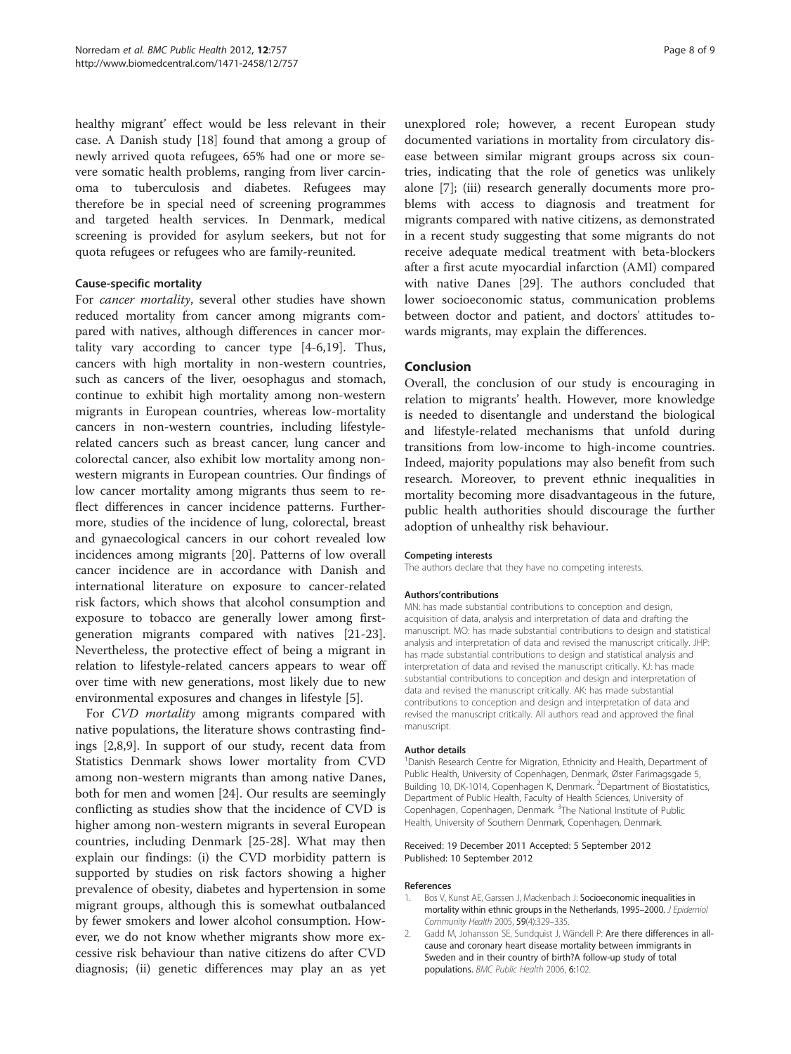healthy migrant' effect would be less relevant in their case. A Danish study [18] found that among a group of newly arrived quota refugees, 65% had one or more severe somatic health problems, ranging from liver carcinoma to tuberculosis and diabetes. Refugees may therefore be in special need of screening programmes and targeted health services. In Denmark, medical screening is provided for asylum seekers, but not for quota refugees or refugees who are family-reunited.

### Cause-specific mortality

For *cancer mortality*, several other studies have shown reduced mortality from cancer among migrants compared with natives, although differences in cancer mortality vary according to cancer type [4-6,19]. Thus, cancers with high mortality in non-western countries, such as cancers of the liver, oesophagus and stomach, continue to exhibit high mortality among non-western migrants in European countries, whereas low-mortality cancers in non-western countries, including lifestyle-related cancers such as breast cancer, lung cancer and colorectal cancer, also exhibit low mortality among non-western migrants in European countries. Our findings of low cancer mortality among migrants thus seem to reflect differences in cancer incidence patterns. Furthermore, studies of the incidence of lung, colorectal, breast and gynaecological cancers in our cohort revealed low incidences among migrants [20]. Patterns of low overall cancer incidence are in accordance with Danish and international literature on exposure to cancer-related risk factors, which shows that alcohol consumption and exposure to tobacco are generally lower among first-generation migrants compared with natives [21-23]. Nevertheless, the protective effect of being a migrant in relation to lifestyle-related cancers appears to wear off over time with new generations, most likely due to new environmental exposures and changes in lifestyle [5].

For *CVD mortality* among migrants compared with native populations, the literature shows contrasting findings [2,8,9]. In support of our study, recent data from Statistics Denmark shows lower mortality from CVD among non-western migrants than among native Danes, both for men and women [24]. Our results are seemingly conflicting as studies show that the incidence of CVD is higher among non-western migrants in several European countries, including Denmark [25-28]. What may then explain our findings: (i) the CVD morbidity pattern is supported by studies on risk factors showing a higher prevalence of obesity, diabetes and hypertension in some migrant groups, although this is somewhat outbalanced by fewer smokers and lower alcohol consumption. However, we do not know whether migrants show more excessive risk behaviour than native citizens do after CVD diagnosis; (ii) genetic differences may play an as yet unexplored role; however, a recent European study documented variations in mortality from circulatory disease between similar migrant groups across six countries, indicating that the role of genetics was unlikely alone [7]; (iii) research generally documents more problems with access to diagnosis and treatment for migrants compared with native citizens, as demonstrated in a recent study suggesting that some migrants do not receive adequate medical treatment with beta-blockers after a first acute myocardial infarction (AMI) compared with native Danes [29]. The authors concluded that lower socioeconomic status, communication problems between doctor and patient, and doctors' attitudes towards migrants, may explain the differences.

## Conclusion

Overall, the conclusion of our study is encouraging in relation to migrants' health. However, more knowledge is needed to disentangle and understand the biological and lifestyle-related mechanisms that unfold during transitions from low-income to high-income countries. Indeed, majority populations may also benefit from such research. Moreover, to prevent ethnic inequalities in mortality becoming more disadvantageous in the future, public health authorities should discourage the further adoption of unhealthy risk behaviour.

#### Competing interests

The authors declare that they have no competing interests.

#### Authors'contributions

MN: has made substantial contributions to conception and design, acquisition of data, analysis and interpretation of data and drafting the manuscript. MO: has made substantial contributions to design and statistical analysis and interpretation of data and revised the manuscript critically. JHP: has made substantial contributions to design and statistical analysis and interpretation of data and revised the manuscript critically. KJ: has made substantial contributions to conception and design and interpretation of data and revised the manuscript critically. AK: has made substantial contributions to conception and design and interpretation of data and revised the manuscript critically. All authors read and approved the final manuscript.

#### Author details

[1]Danish Research Centre for Migration, Ethnicity and Health, Department of Public Health, University of Copenhagen, Denmark, Øster Farimagsgade 5, Building 10, DK-1014, Copenhagen K, Denmark. [2]Department of Biostatistics, Department of Public Health, Faculty of Health Sciences, University of Copenhagen, Copenhagen, Denmark. [3]The National Institute of Public Health, University of Southern Denmark, Copenhagen, Denmark.

Received: 19 December 2011 Accepted: 5 September 2012
Published: 10 September 2012

#### References

1. Bos V, Kunst AE, Garssen J, Mackenbach J: **Socioeconomic inequalities in mortality within ethnic groups in the Netherlands, 1995–2000.** *J Epidemiol Community Health* 2005, **59**(4):329–335.
2. Gadd M, Johansson SE, Sundquist J, Wändell P: **Are there differences in all-cause and coronary heart disease mortality between immigrants in Sweden and in their country of birth?A follow-up study of total populations.** *BMC Public Health* 2006, **6**:102.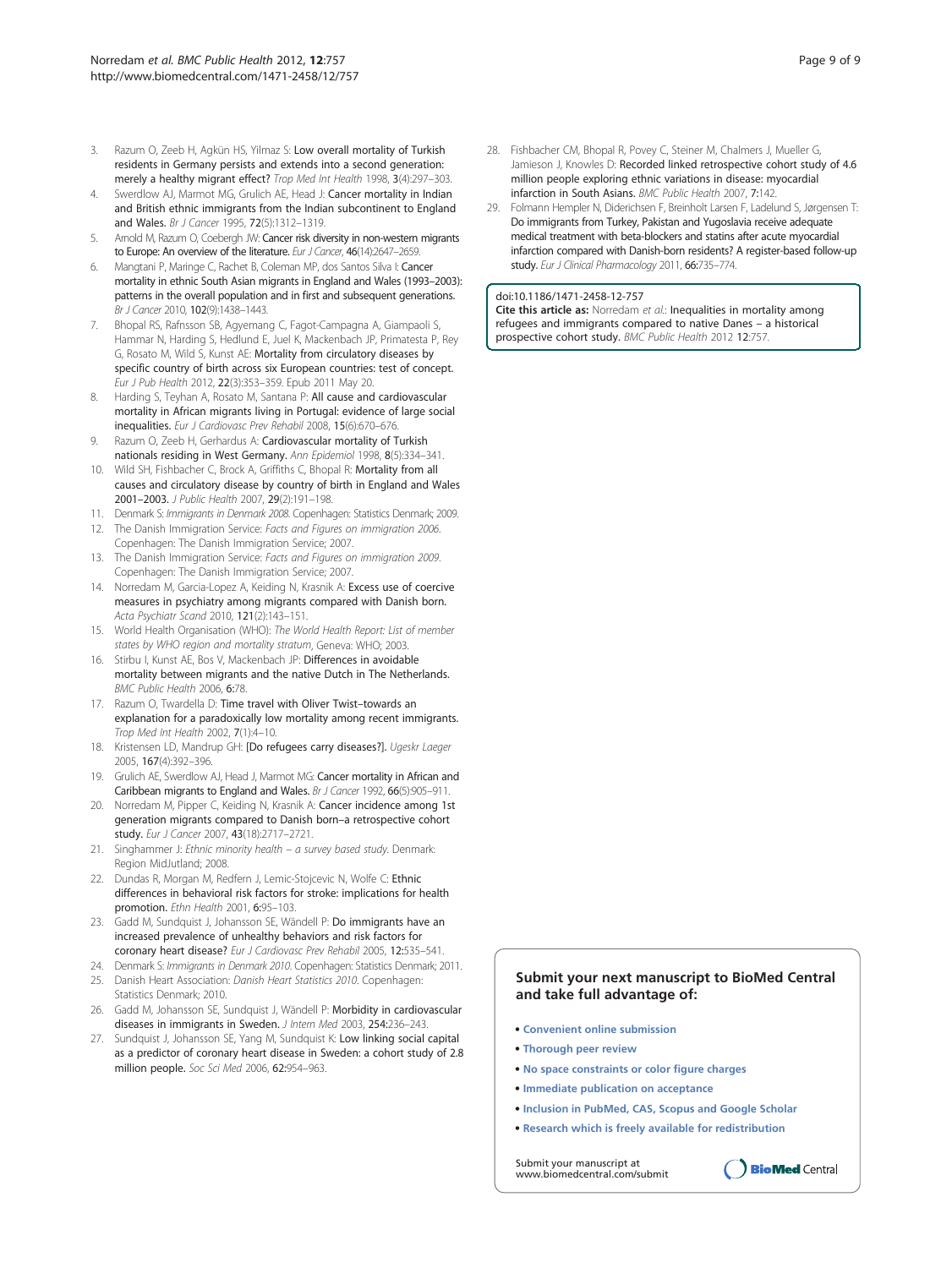3. Razum O, Zeeb H, Akgün HS, Yilmaz S: **Low overall mortality of Turkish residents in Germany persists and extends into a second generation: merely a healthy migrant effect?** *Trop Med Int Health* 1998, **3**(4):297–303.
4. Swerdlow AJ, Marmot MG, Grulich AE, Head J: **Cancer mortality in Indian and British ethnic immigrants from the Indian subcontinent to England and Wales.** *Br J Cancer* 1995, **72**(5):1312–1319.
5. Arnold M, Razum O, Coebergh JW: **Cancer risk diversity in non-western migrants to Europe: An overview of the literature.** *Eur J Cancer*, **46**(14):2647–2659.
6. Mangtani P, Maringe C, Rachet B, Coleman MP, dos Santos Silva I: **Cancer mortality in ethnic South Asian migrants in England and Wales (1993–2003): patterns in the overall population and in first and subsequent generations.** *Br J Cancer* 2010, **102**(9):1438–1443.
7. Bhopal RS, Rafnsson SB, Agyemang C, Fagot-Campagna A, Giampaoli S, Hammar N, Harding S, Hedlund E, Juel K, Mackenbach JP, Primatesta P, Rey G, Rosato M, Wild S, Kunst AE: **Mortality from circulatory diseases by specific country of birth across six European countries: test of concept.** *Eur J Pub Health* 2012, **22**(3):353–359. Epub 2011 May 20.
8. Harding S, Teyhan A, Rosato M, Santana P: **All cause and cardiovascular mortality in African migrants living in Portugal: evidence of large social inequalities.** *Eur J Cardiovasc Prev Rehabil* 2008, **15**(6):670–676.
9. Razum O, Zeeb H, Gerhardus A: **Cardiovascular mortality of Turkish nationals residing in West Germany.** *Ann Epidemiol* 1998, **8**(5):334–341.
10. Wild SH, Fishbacher C, Brock A, Griffiths C, Bhopal R: **Mortality from all causes and circulatory disease by country of birth in England and Wales 2001–2003.** *J Public Health* 2007, **29**(2):191–198.
11. Denmark S: *Immigrants in Denmark 2008*. Copenhagen: Statistics Denmark; 2009.
12. The Danish Immigration Service: *Facts and Figures on immigration 2006*. Copenhagen: The Danish Immigration Service; 2007.
13. The Danish Immigration Service: *Facts and Figures on immigration 2009*. Copenhagen: The Danish Immigration Service; 2007.
14. Norredam M, Garcia-Lopez A, Keiding N, Krasnik A: **Excess use of coercive measures in psychiatry among migrants compared with Danish born.** *Acta Psychiatr Scand* 2010, **121**(2):143–151.
15. World Health Organisation (WHO): *The World Health Report: List of member states by WHO region and mortality stratum*, Geneva: WHO; 2003.
16. Stirbu I, Kunst AE, Bos V, Mackenbach JP: **Differences in avoidable mortality between migrants and the native Dutch in The Netherlands.** *BMC Public Health* 2006, **6**:78.
17. Razum O, Twardella D: **Time travel with Oliver Twist–towards an explanation for a paradoxically low mortality among recent immigrants.** *Trop Med Int Health* 2002, **7**(1):4–10.
18. Kristensen LD, Mandrup GH: **[Do refugees carry diseases?].** *Ugeskr Laeger* 2005, **167**(4):392–396.
19. Grulich AE, Swerdlow AJ, Head J, Marmot MG: **Cancer mortality in African and Caribbean migrants to England and Wales.** *Br J Cancer* 1992, **66**(5):905–911.
20. Norredam M, Pipper C, Keiding N, Krasnik A: **Cancer incidence among 1st generation migrants compared to Danish born–a retrospective cohort study.** *Eur J Cancer* 2007, **43**(18):2717–2721.
21. Singhammer J: *Ethnic minority health – a survey based study*. Denmark: Region MidJutland; 2008.
22. Dundas R, Morgan M, Redfern J, Lemic-Stojcevic N, Wolfe C: **Ethnic differences in behavioral risk factors for stroke: implications for health promotion.** *Ethn Health* 2001, **6**:95–103.
23. Gadd M, Sundquist J, Johansson SE, Wändell P: **Do immigrants have an increased prevalence of unhealthy behaviors and risk factors for coronary heart disease?** *Eur J Cardiovasc Prev Rehabil* 2005, **12**:535–541.
24. Denmark S: *Immigrants in Denmark 2010*. Copenhagen: Statistics Denmark; 2011.
25. Danish Heart Association: *Danish Heart Statistics 2010*. Copenhagen: Statistics Denmark; 2010.
26. Gadd M, Johansson SE, Sundquist J, Wändell P: **Morbidity in cardiovascular diseases in immigrants in Sweden.** *J Intern Med* 2003, **254**:236–243.
27. Sundquist J, Johansson SE, Yang M, Sundquist K: **Low linking social capital as a predictor of coronary heart disease in Sweden: a cohort study of 2.8 million people.** *Soc Sci Med* 2006, **62**:954–963.
28. Fishbacher CM, Bhopal R, Povey C, Steiner M, Chalmers J, Mueller G, Jamieson J, Knowles D: **Recorded linked retrospective cohort study of 4.6 million people exploring ethnic variations in disease: myocardial infarction in South Asians.** *BMC Public Health* 2007, **7**:142.
29. Folmann Hempler N, Diderichsen F, Breinholt Larsen F, Ladelund S, Jørgensen T: **Do immigrants from Turkey, Pakistan and Yugoslavia receive adequate medical treatment with beta-blockers and statins after acute myocardial infarction compared with Danish-born residents? A register-based follow-up study.** *Eur J Clinical Pharmacology* 2011, **66**:735–774.

doi:10.1186/1471-2458-12-757

**Cite this article as:** Norredam *et al.*: Inequalities in mortality among refugees and immigrants compared to native Danes – a historical prospective cohort study. *BMC Public Health* 2012 **12**:757.

**Submit your next manuscript to BioMed Central and take full advantage of:**

- Convenient online submission
- Thorough peer review
- No space constraints or color figure charges
- Immediate publication on acceptance
- Inclusion in PubMed, CAS, Scopus and Google Scholar
- Research which is freely available for redistribution

Submit your manuscript at
www.biomedcentral.com/submit